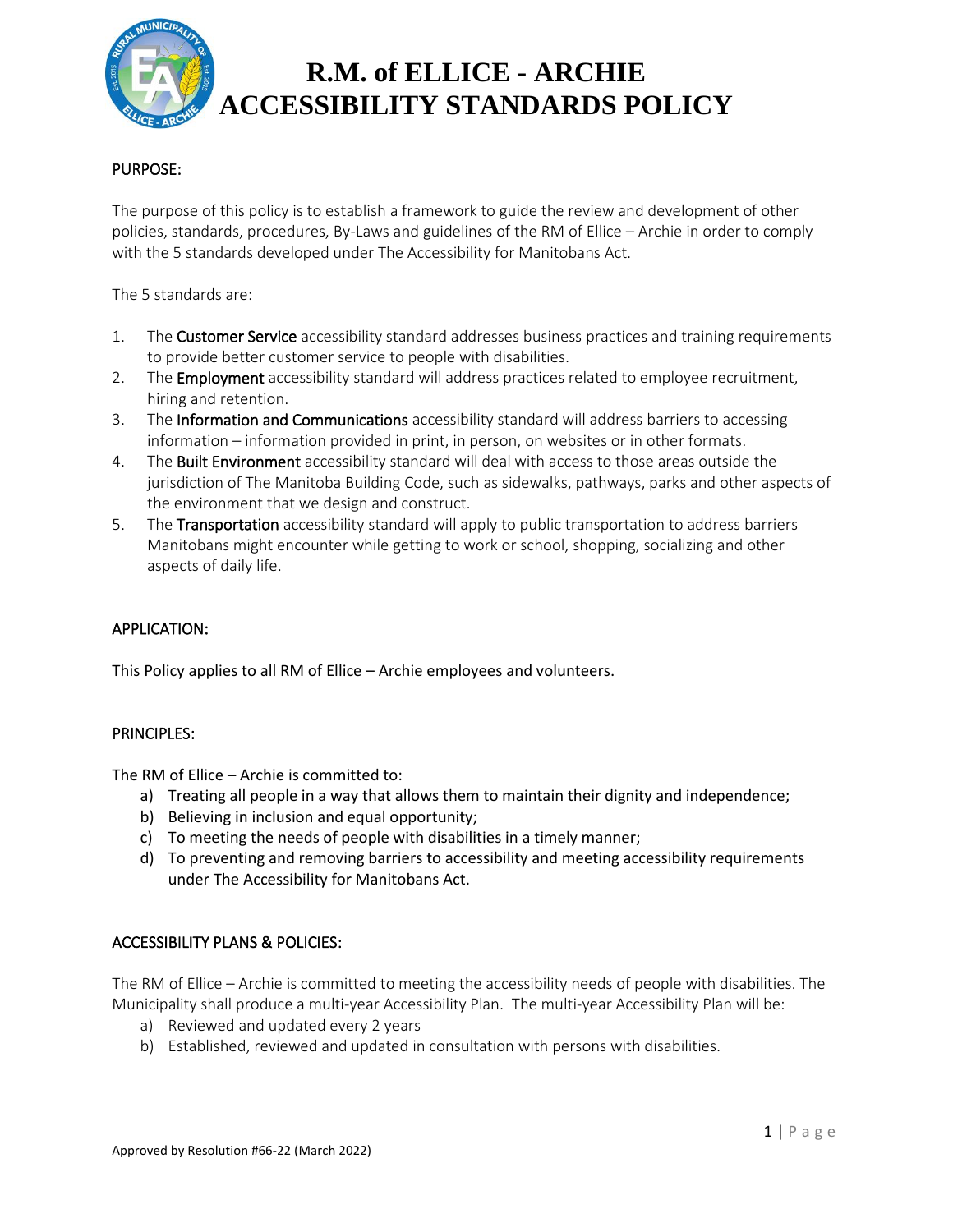# R.M. of ELLICE - ARCHIE ACCESSIBILITY STANDARDS POLICY

## PURPOSE:

The purpose of this policy is to establish a framework to guide the review and development of other policies, standards, procedures, By-Laws and guidelines of the RM of Ellice – Archie in order to comply with the 5 standards developed under The Accessibility for Manitobans Act.

The 5 standards are:

1. The **Customer Service** accessibility standard addresses business practices and training requirements to provide better customer service to people with disabilities.
2. The **Employment** accessibility standard will address practices related to employee recruitment, hiring and retention.
3. The **Information and Communications** accessibility standard will address barriers to accessing information – information provided in print, in person, on websites or in other formats.
4. The **Built Environment** accessibility standard will deal with access to those areas outside the jurisdiction of The Manitoba Building Code, such as sidewalks, pathways, parks and other aspects of the environment that we design and construct.
5. The **Transportation** accessibility standard will apply to public transportation to address barriers Manitobans might encounter while getting to work or school, shopping, socializing and other aspects of daily life.

## APPLICATION:

This Policy applies to all RM of Ellice – Archie employees and volunteers.

## PRINCIPLES:

The RM of Ellice – Archie is committed to:

a) Treating all people in a way that allows them to maintain their dignity and independence;
b) Believing in inclusion and equal opportunity;
c) To meeting the needs of people with disabilities in a timely manner;
d) To preventing and removing barriers to accessibility and meeting accessibility requirements under The Accessibility for Manitobans Act.

## ACCESSIBILITY PLANS & POLICIES:

The RM of Ellice – Archie is committed to meeting the accessibility needs of people with disabilities. The Municipality shall produce a multi-year Accessibility Plan. The multi-year Accessibility Plan will be:

a) Reviewed and updated every 2 years
b) Established, reviewed and updated in consultation with persons with disabilities.

Approved by Resolution #66-22 (March 2022)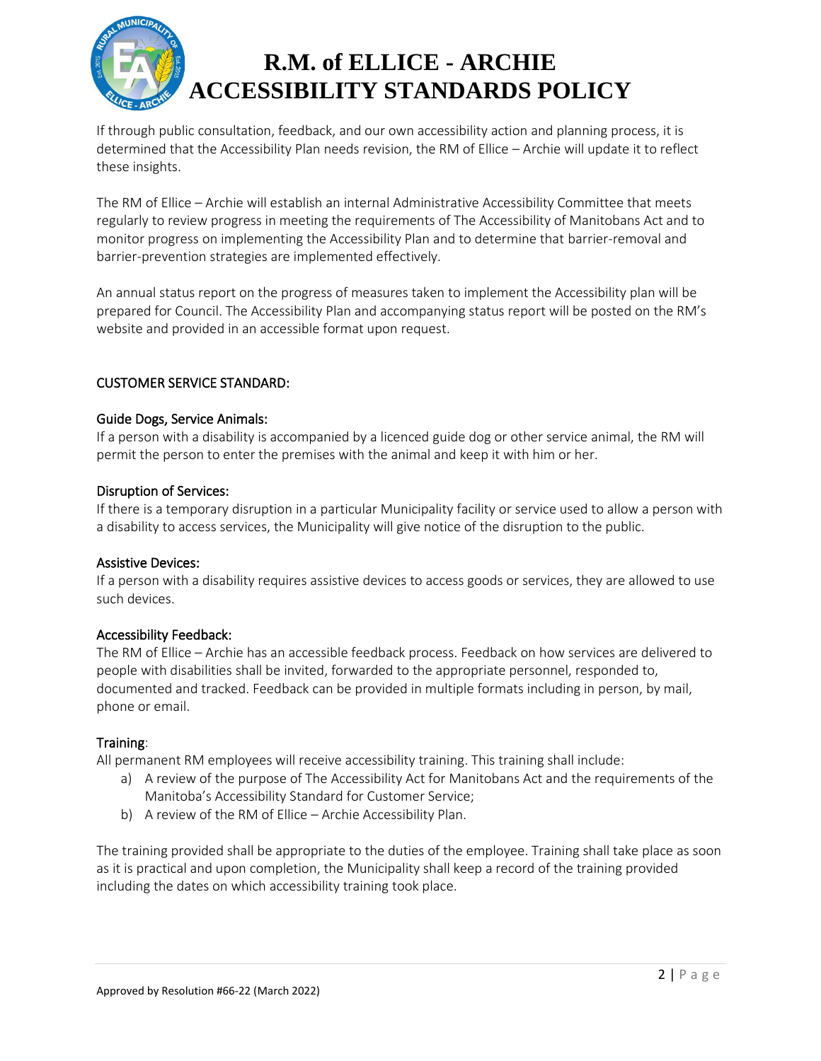If through public consultation, feedback, and our own accessibility action and planning process, it is determined that the Accessibility Plan needs revision, the RM of Ellice – Archie will update it to reflect these insights.

The RM of Ellice – Archie will establish an internal Administrative Accessibility Committee that meets regularly to review progress in meeting the requirements of The Accessibility of Manitobans Act and to monitor progress on implementing the Accessibility Plan and to determine that barrier-removal and barrier-prevention strategies are implemented effectively.

An annual status report on the progress of measures taken to implement the Accessibility plan will be prepared for Council. The Accessibility Plan and accompanying status report will be posted on the RM's website and provided in an accessible format upon request.

## CUSTOMER SERVICE STANDARD:

### Guide Dogs, Service Animals:

If a person with a disability is accompanied by a licenced guide dog or other service animal, the RM will permit the person to enter the premises with the animal and keep it with him or her.

### Disruption of Services:

If there is a temporary disruption in a particular Municipality facility or service used to allow a person with a disability to access services, the Municipality will give notice of the disruption to the public.

### Assistive Devices:

If a person with a disability requires assistive devices to access goods or services, they are allowed to use such devices.

### Accessibility Feedback:

The RM of Ellice – Archie has an accessible feedback process. Feedback on how services are delivered to people with disabilities shall be invited, forwarded to the appropriate personnel, responded to, documented and tracked. Feedback can be provided in multiple formats including in person, by mail, phone or email.

### Training:

All permanent RM employees will receive accessibility training. This training shall include:

a) A review of the purpose of The Accessibility Act for Manitobans Act and the requirements of the Manitoba's Accessibility Standard for Customer Service;
b) A review of the RM of Ellice – Archie Accessibility Plan.

The training provided shall be appropriate to the duties of the employee. Training shall take place as soon as it is practical and upon completion, the Municipality shall keep a record of the training provided including the dates on which accessibility training took place.

Approved by Resolution #66-22 (March 2022)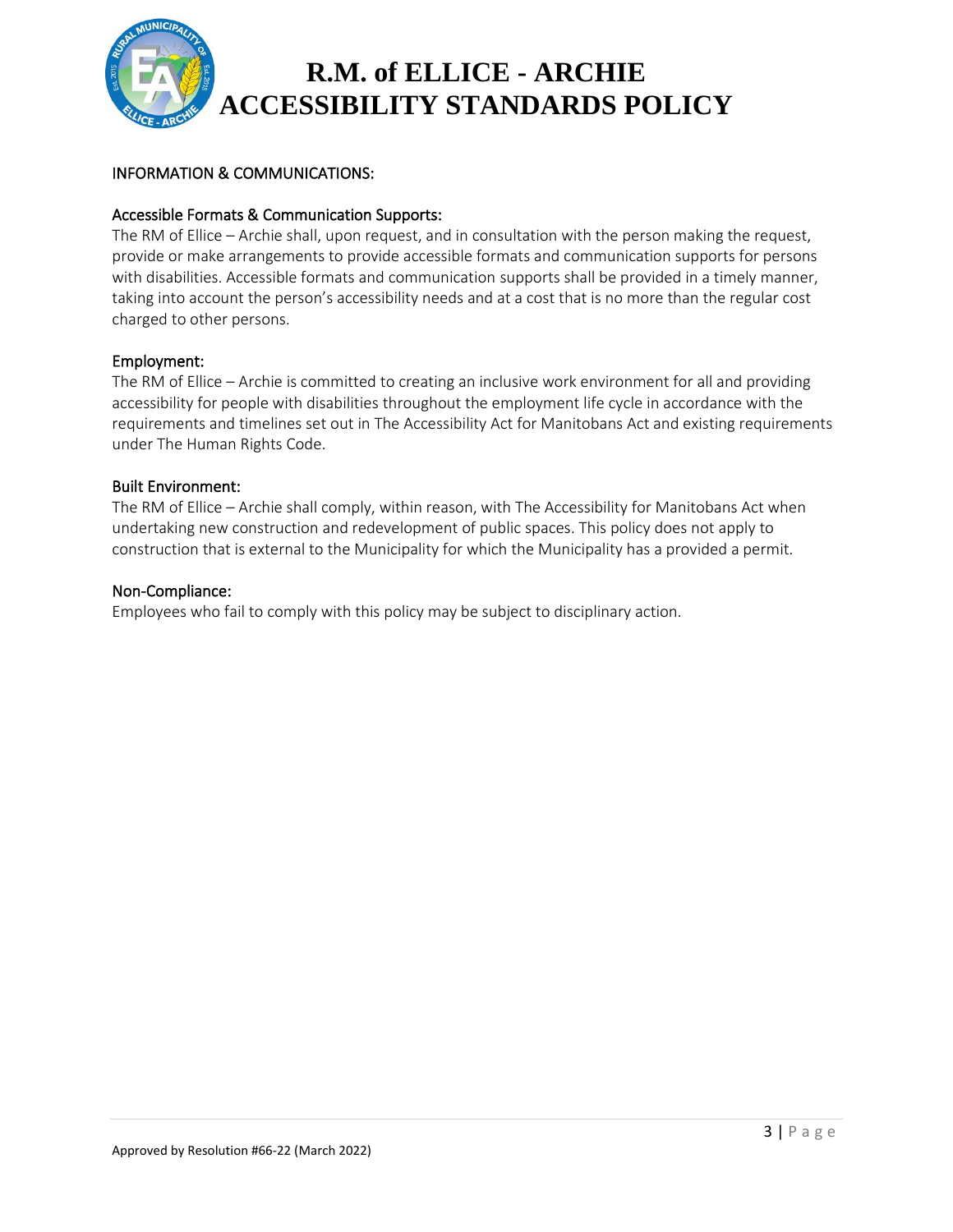INFORMATION & COMMUNICATIONS:

### Accessible Formats & Communication Supports:

The RM of Ellice shall, upon request, and in consultation with the person making the request, provide or make arrangements to provide accessible formats and communication supports for persons with disabilities. Accessible formats and communication supports shall be provided in a timely manner, taking into account the person's accessibility needs and at a cost that is no more than the regular cost charged to other persons.

### Employment:

The RM of Ellice – Archie is committed to creating an inclusive work environment for all and providing accessibility for people with disabilities throughout the employment life cycle in accordance with the requirements and timelines set out in The Accessibility Act for Manitobans Act and existing requirements under The Human Rights Code.

### Built Environment:

The RM of Ellice – Archie shall comply, within reason, with The Accessibility for Manitobans Act when undertaking new construction and redevelopment of public spaces. This policy does not apply to construction that is external to the Municipality for which the Municipality has a provided a permit.

### Non-Compliance:

Employees who fail to comply with this policy may be subject to disciplinary action.